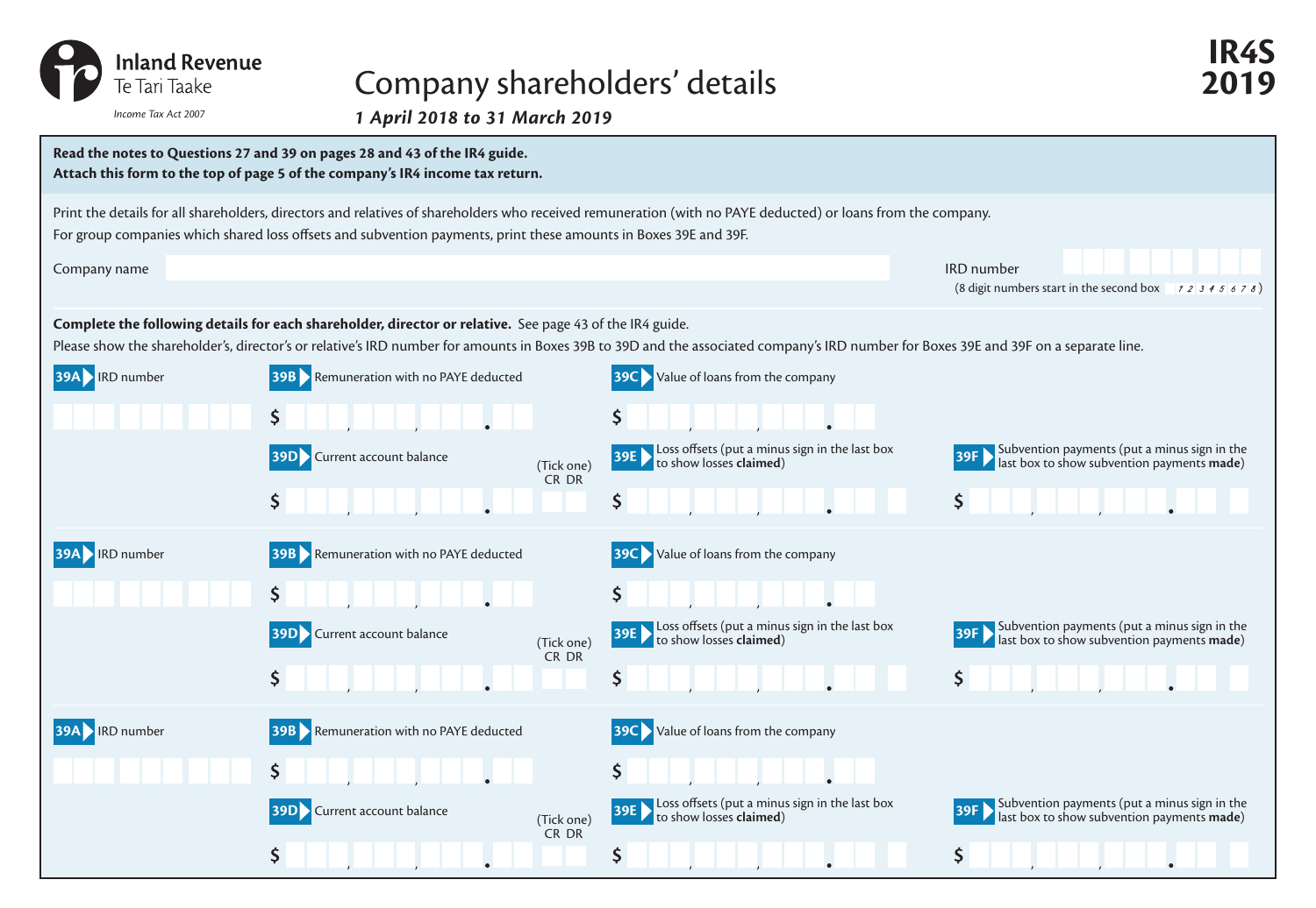Inland Revenue
Te Tari Taake

*Income Tax Act 2007*

# Company shareholders' details

***1 April 2018 to 31 March 2019***

**IR4S**
**2019**

**Read the notes to Questions 27 and 39 on pages 28 and 43 of the IR4 guide.**
**Attach this form to the top of page 5 of the company's IR4 income tax return.**

Print the details for all shareholders, directors and relatives of shareholders who received remuneration (with no PAYE deducted) or loans from the company.
For group companies which shared loss offsets and subvention payments, print these amounts in Boxes 39E and 39F.

Company name

IRD number
(8 digit numbers start in the second box *1 2 3 4 5 6 7 8*)

**Complete the following details for each shareholder, director or relative.** See page 43 of the IR4 guide.
Please show the shareholder's, director's or relative's IRD number for amounts in Boxes 39B to 39D and the associated company's IRD number for Boxes 39E and 39F on a separate line.

**39A** IRD number

**39B** Remuneration with no PAYE deducted $

**39C** Value of loans from the company $

**39D** Current account balance $ (Tick one) CR DR

**39E** Loss offsets (put a minus sign in the last box to show losses **claimed**) $

**39F** Subvention payments (put a minus sign in the last box to show subvention payments **made**) $

---

**39A** IRD number

**39B** Remuneration with no PAYE deducted $

**39C** Value of loans from the company $

**39D** Current account balance $ (Tick one) CR DR

**39E** Loss offsets (put a minus sign in the last box to show losses **claimed**) $

**39F** Subvention payments (put a minus sign in the last box to show subvention payments **made**) $

---

**39A** IRD number

**39B** Remuneration with no PAYE deducted $

**39C** Value of loans from the company $

**39D** Current account balance $ (Tick one) CR DR

**39E** Loss offsets (put a minus sign in the last box to show losses **claimed**) $

**39F** Subvention payments (put a minus sign in the last box to show subvention payments **made**) $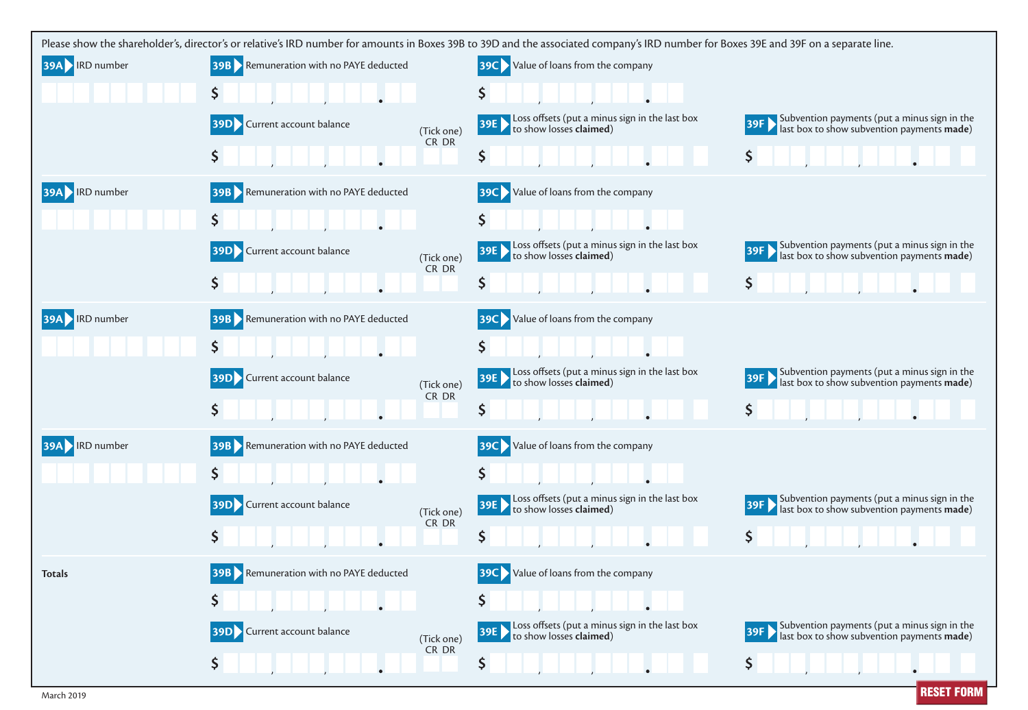Please show the shareholder's, director's or relative's IRD number for amounts in Boxes 39B to 39D and the associated company's IRD number for Boxes 39E and 39F on a separate line.

**39A** IRD number

**39B** Remuneration with no PAYE deducted $

**39C** Value of loans from the company $

**39D** Current account balance $ (Tick one) CR DR

**39E** Loss offsets (put a minus sign in the last box to show losses **claimed**) $

**39F** Subvention payments (put a minus sign in the last box to show subvention payments **made**) $

---

**39A** IRD number

**39B** Remuneration with no PAYE deducted $

**39C** Value of loans from the company $

**39D** Current account balance $ (Tick one) CR DR

**39E** Loss offsets (put a minus sign in the last box to show losses **claimed**) $

**39F** Subvention payments (put a minus sign in the last box to show subvention payments **made**) $

---

**39A** IRD number

**39B** Remuneration with no PAYE deducted $

**39C** Value of loans from the company $

**39D** Current account balance $ (Tick one) CR DR

**39E** Loss offsets (put a minus sign in the last box to show losses **claimed**) $

**39F** Subvention payments (put a minus sign in the last box to show subvention payments **made**) $

---

**39A** IRD number

**39B** Remuneration with no PAYE deducted $

**39C** Value of loans from the company $

**39D** Current account balance $ (Tick one) CR DR

**39E** Loss offsets (put a minus sign in the last box to show losses **claimed**) $

**39F** Subvention payments (put a minus sign in the last box to show subvention payments **made**) $

---

**Totals**

**39B** Remuneration with no PAYE deducted $

**39C** Value of loans from the company $

**39D** Current account balance $ (Tick one) CR DR

**39E** Loss offsets (put a minus sign in the last box to show losses **claimed**) $

**39F** Subvention payments (put a minus sign in the last box to show subvention payments **made**) $

March 2019

RESET FORM